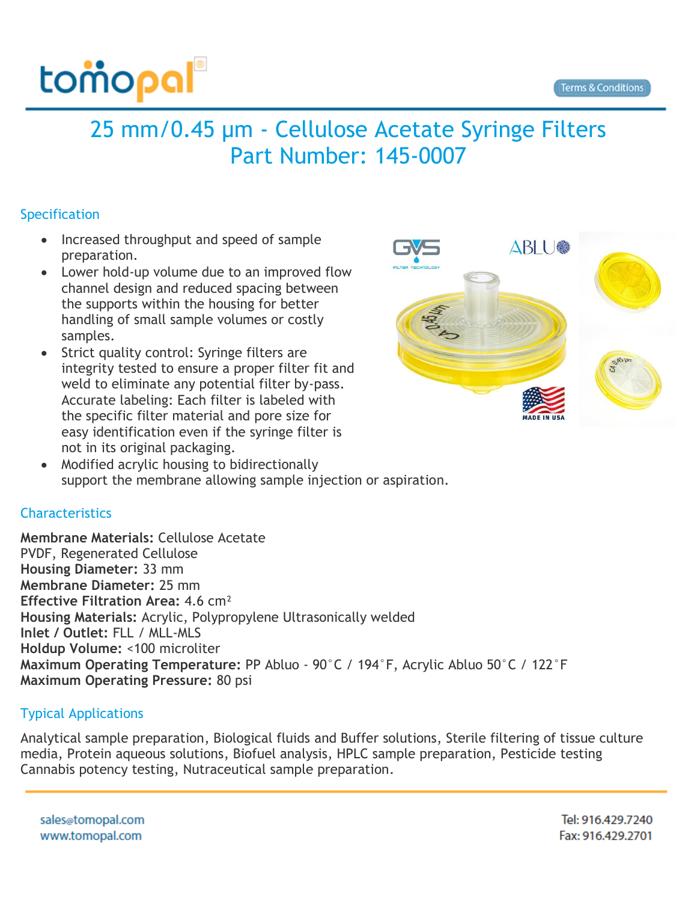# 25 mm/0.45 µm - Cellulose Acetate Syringe Filters
# Part Number: 145-0007

## Specification

- Increased throughput and speed of sample preparation.
- Lower hold-up volume due to an improved flow channel design and reduced spacing between the supports within the housing for better handling of small sample volumes or costly samples.
- Strict quality control: Syringe filters are integrity tested to ensure a proper filter fit and weld to eliminate any potential filter by-pass. Accurate labeling: Each filter is labeled with the specific filter material and pore size for easy identification even if the syringe filter is not in its original packaging.
- Modified acrylic housing to bidirectionally support the membrane allowing sample injection or aspiration.

## Characteristics

**Membrane Materials:** Cellulose Acetate
PVDF, Regenerated Cellulose
**Housing Diameter:** 33 mm
**Membrane Diameter:** 25 mm
**Effective Filtration Area:** 4.6 cm²
**Housing Materials:** Acrylic, Polypropylene Ultrasonically welded
**Inlet / Outlet:** FLL / MLL-MLS
**Holdup Volume:** <100 microliter
**Maximum Operating Temperature:** PP Abluo - 90˚C / 194˚F, Acrylic Abluo 50˚C / 122˚F
**Maximum Operating Pressure:** 80 psi

## Typical Applications

Analytical sample preparation, Biological fluids and Buffer solutions, Sterile filtering of tissue culture media, Protein aqueous solutions, Biofuel analysis, HPLC sample preparation, Pesticide testing Cannabis potency testing, Nutraceutical sample preparation.

sales@tomopal.com
www.tomopal.com

Tel: 916.429.7240
Fax: 916.429.2701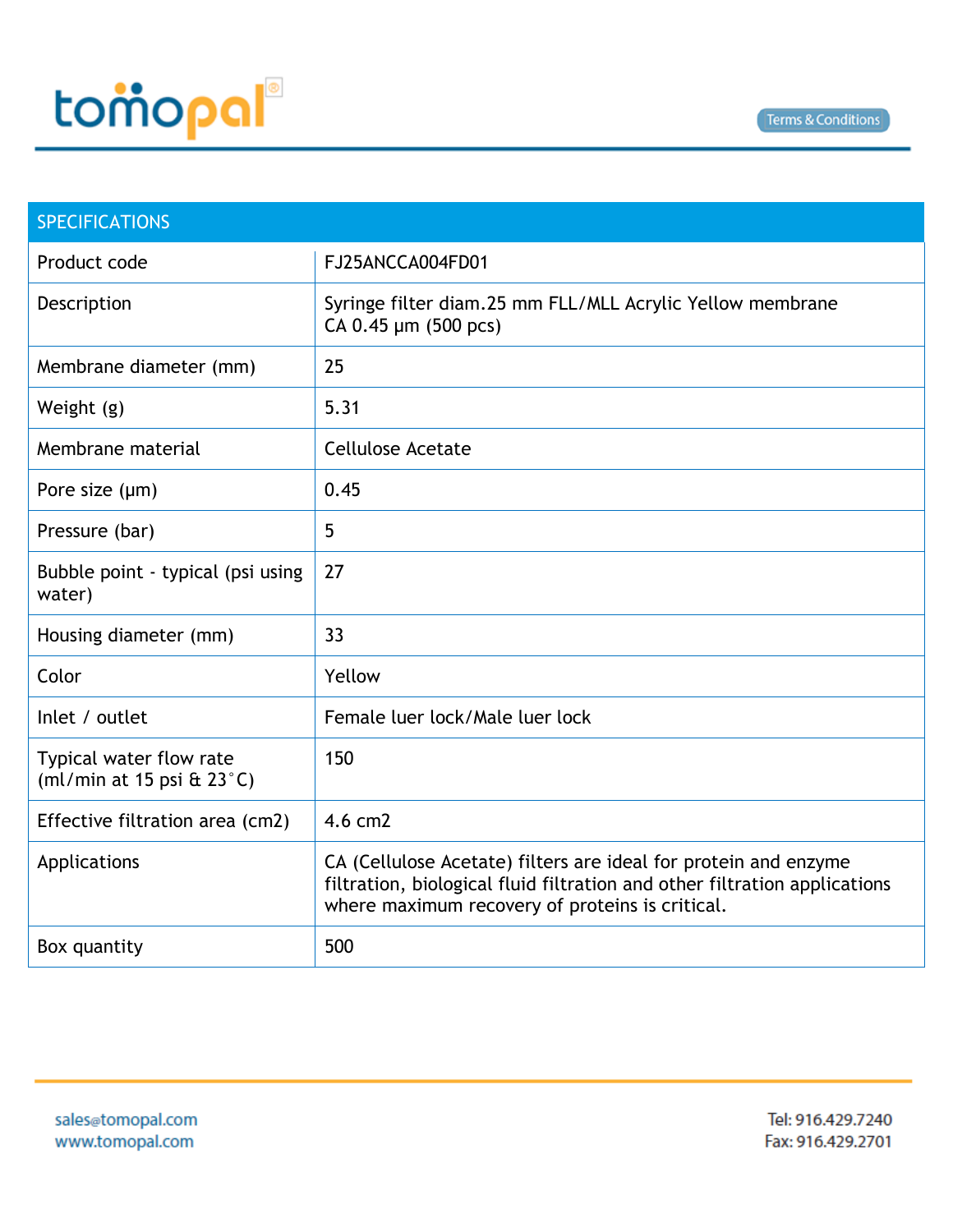tomopal

Terms & Conditions

| SPECIFICATIONS | |
|---|---|
| Product code | FJ25ANCCA004FD01 |
| Description | Syringe filter diam.25 mm FLL/MLL Acrylic Yellow membrane CA 0.45 µm (500 pcs) |
| Membrane diameter (mm) | 25 |
| Weight (g) | 5.31 |
| Membrane material | Cellulose Acetate |
| Pore size (µm) | 0.45 |
| Pressure (bar) | 5 |
| Bubble point - typical (psi using water) | 27 |
| Housing diameter (mm) | 33 |
| Color | Yellow |
| Inlet / outlet | Female luer lock/Male luer lock |
| Typical water flow rate (ml/min at 15 psi & 23°C) | 150 |
| Effective filtration area (cm2) | 4.6 cm2 |
| Applications | CA (Cellulose Acetate) filters are ideal for protein and enzyme filtration, biological fluid filtration and other filtration applications where maximum recovery of proteins is critical. |
| Box quantity | 500 |

sales@tomopal.com
www.tomopal.com

Tel: 916.429.7240
Fax: 916.429.2701